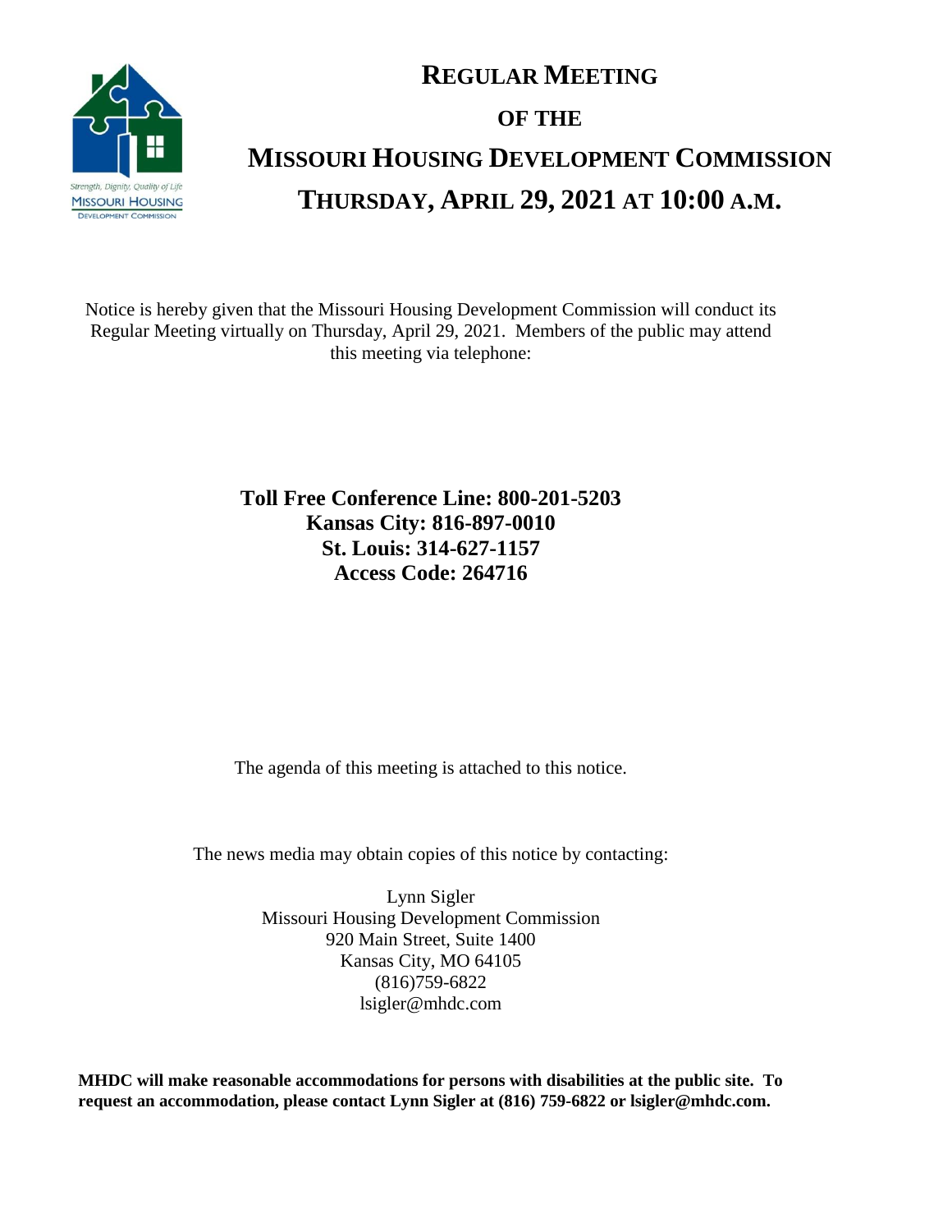Strength, Dignity, Quality of Life
MISSOURI HOUSING
DEVELOPMENT COMMISSION

# REGULAR MEETING
# OF THE
# MISSOURI HOUSING DEVELOPMENT COMMISSION
# THURSDAY, APRIL 29, 2021 AT 10:00 A.M.

Notice is hereby given that the Missouri Housing Development Commission will conduct its Regular Meeting virtually on Thursday, April 29, 2021. Members of the public may attend this meeting via telephone:

**Toll Free Conference Line: 800-201-5203**
**Kansas City: 816-897-0010**
**St. Louis: 314-627-1157**
**Access Code: 264716**

The agenda of this meeting is attached to this notice.

The news media may obtain copies of this notice by contacting:

Lynn Sigler
Missouri Housing Development Commission
920 Main Street, Suite 1400
Kansas City, MO 64105
(816)759-6822
lsigler@mhdc.com

**MHDC will make reasonable accommodations for persons with disabilities at the public site. To request an accommodation, please contact Lynn Sigler at (816) 759-6822 or lsigler@mhdc.com.**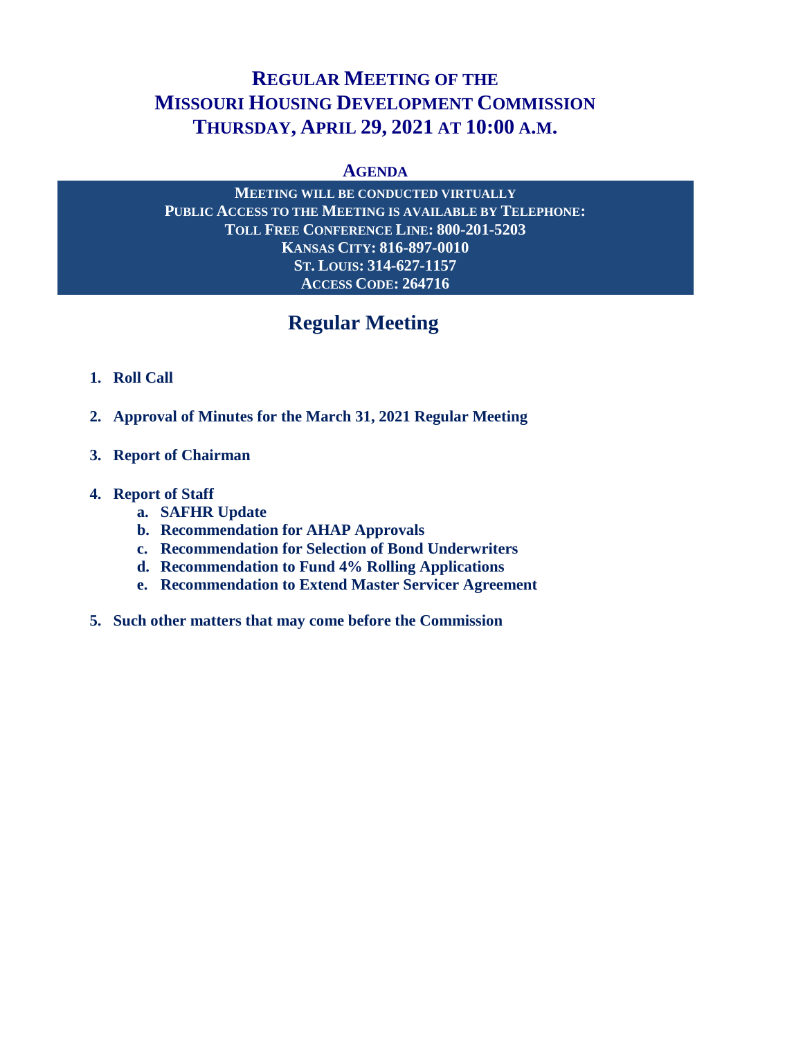# REGULAR MEETING OF THE MISSOURI HOUSING DEVELOPMENT COMMISSION THURSDAY, APRIL 29, 2021 AT 10:00 A.M.

## AGENDA

**MEETING WILL BE CONDUCTED VIRTUALLY**
**PUBLIC ACCESS TO THE MEETING IS AVAILABLE BY TELEPHONE:**
**TOLL FREE CONFERENCE LINE: 800-201-5203**
**KANSAS CITY: 816-897-0010**
**ST. LOUIS: 314-627-1157**
**ACCESS CODE: 264716**

## Regular Meeting

1. **Roll Call**
2. **Approval of Minutes for the March 31, 2021 Regular Meeting**
3. **Report of Chairman**
4. **Report of Staff**
   a. **SAFHR Update**
   b. **Recommendation for AHAP Approvals**
   c. **Recommendation for Selection of Bond Underwriters**
   d. **Recommendation to Fund 4% Rolling Applications**
   e. **Recommendation to Extend Master Servicer Agreement**
5. **Such other matters that may come before the Commission**